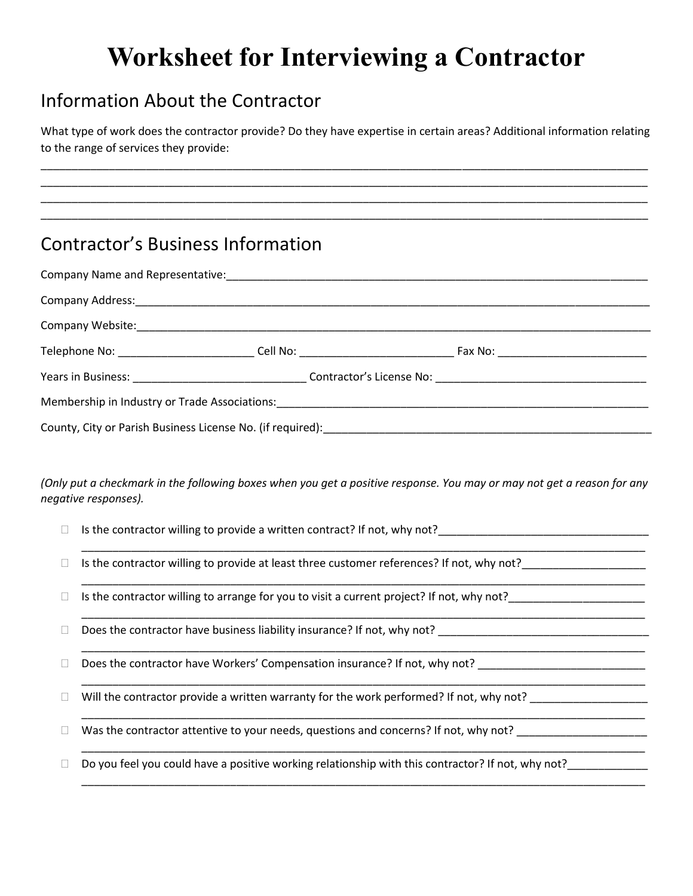# Worksheet for Interviewing a Contractor

## Information About the Contractor

What type of work does the contractor provide? Do they have expertise in certain areas? Additional information relating to the range of services they provide:

____________________________________________________________________________________________
____________________________________________________________________________________________
____________________________________________________________________________________________
____________________________________________________________________________________________

## Contractor's Business Information

Company Name and Representative:_______________________________________________________________

Company Address:______________________________________________________________________________

Company Website:______________________________________________________________________________

Telephone No: ______________________ Cell No: _________________________ Fax No: ________________________

Years in Business: ____________________________ Contractor's License No: __________________________________

Membership in Industry or Trade Associations:__________________________________________________________

County, City or Parish Business License No. (if required):_______________________________________________________

*(Only put a checkmark in the following boxes when you get a positive response. You may or may not get a reason for any negative responses).*

- ☐ Is the contractor willing to provide a written contract? If not, why not?__________________________________
  ____________________________________________________________________________________________
- ☐ Is the contractor willing to provide at least three customer references? If not, why not?___________________
  ____________________________________________________________________________________________
- ☐ Is the contractor willing to arrange for you to visit a current project? If not, why not?_____________________
  ____________________________________________________________________________________________
- ☐ Does the contractor have business liability insurance? If not, why not? _________________________________
  ____________________________________________________________________________________________
- ☐ Does the contractor have Workers' Compensation insurance? If not, why not? ___________________________
  ____________________________________________________________________________________________
- ☐ Will the contractor provide a written warranty for the work performed? If not, why not? __________________
  ____________________________________________________________________________________________
- ☐ Was the contractor attentive to your needs, questions and concerns? If not, why not? ____________________
  ____________________________________________________________________________________________
- ☐ Do you feel you could have a positive working relationship with this contractor? If not, why not?____________
  ____________________________________________________________________________________________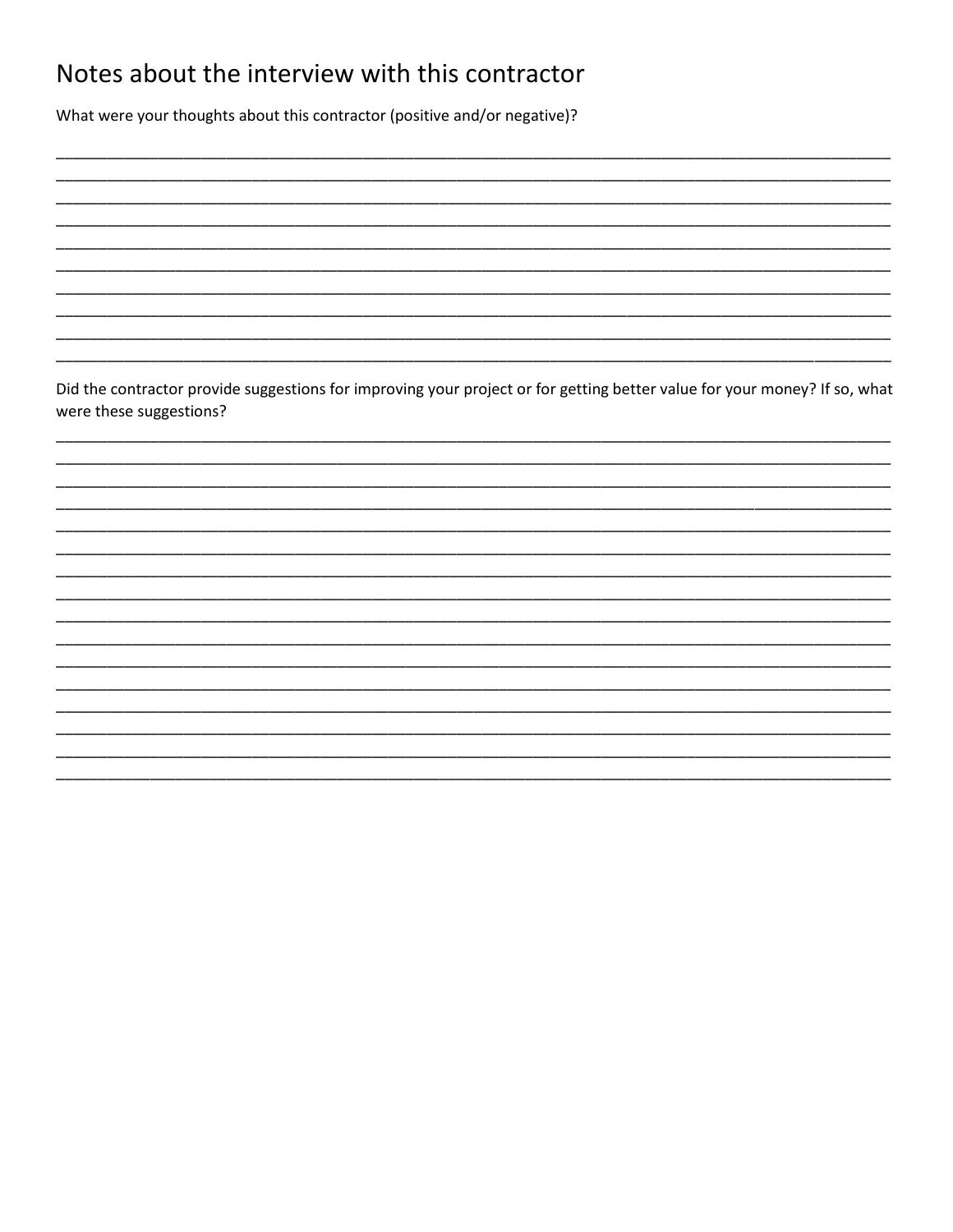## Notes about the interview with this contractor

What were your thoughts about this contractor (positive and/or negative)?

____________________________________________________________________________________________________
____________________________________________________________________________________________________
____________________________________________________________________________________________________
____________________________________________________________________________________________________
____________________________________________________________________________________________________
____________________________________________________________________________________________________
____________________________________________________________________________________________________
____________________________________________________________________________________________________
____________________________________________________________________________________________________
____________________________________________________________________________________________________

Did the contractor provide suggestions for improving your project or for getting better value for your money? If so, what were these suggestions?

____________________________________________________________________________________________________
____________________________________________________________________________________________________
____________________________________________________________________________________________________
____________________________________________________________________________________________________
____________________________________________________________________________________________________
____________________________________________________________________________________________________
____________________________________________________________________________________________________
____________________________________________________________________________________________________
____________________________________________________________________________________________________
____________________________________________________________________________________________________
____________________________________________________________________________________________________
____________________________________________________________________________________________________
____________________________________________________________________________________________________
____________________________________________________________________________________________________
____________________________________________________________________________________________________